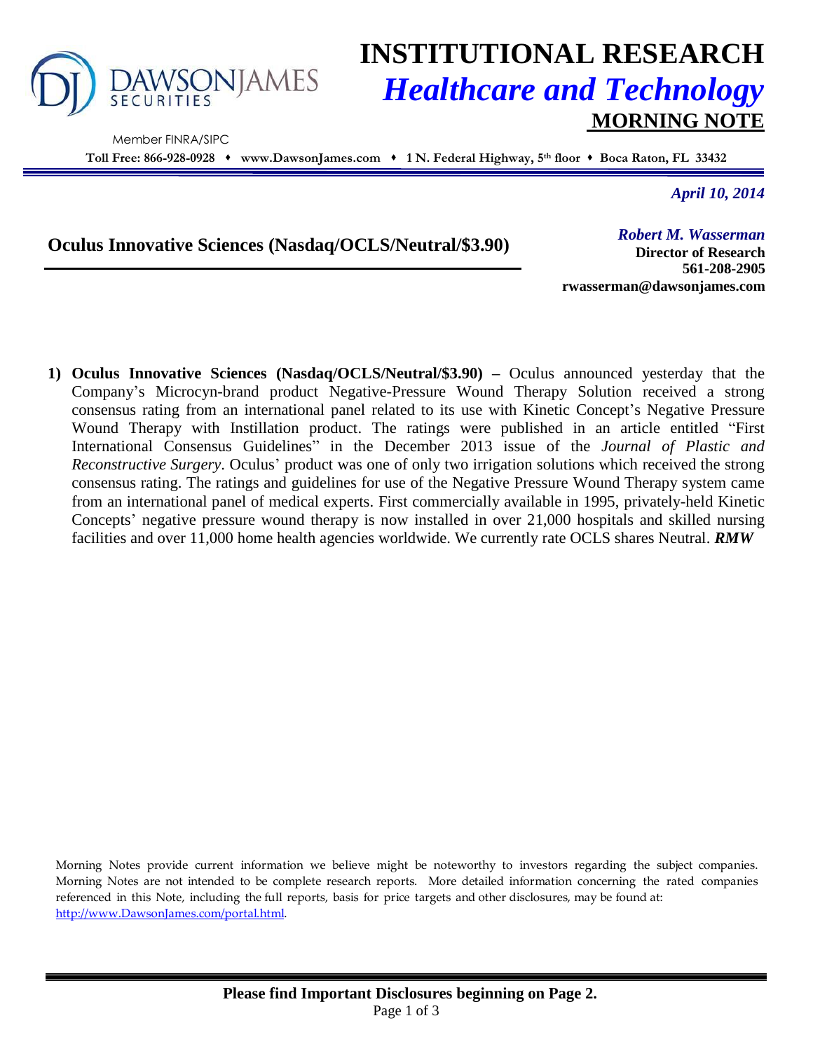# INSTITUTIONAL RESEARCH

## *Healthcare and Technology*

## MORNING NOTE

DAWSON JAMES SECURITIES

Member FINRA/SIPC

**Toll Free: 866-928-0928 ♦ www.DawsonJames.com ♦ 1 N. Federal Highway, 5th floor ♦ Boca Raton, FL 33432**

*April 10, 2014*

**Oculus Innovative Sciences (Nasdaq/OCLS/Neutral/$3.90)**

*Robert M. Wasserman*
**Director of Research**
**561-208-2905**
**rwasserman@dawsonjames.com**

1) **Oculus Innovative Sciences (Nasdaq/OCLS/Neutral/$3.90) –** Oculus announced yesterday that the Company's Microcyn-brand product Negative-Pressure Wound Therapy Solution received a strong consensus rating from an international panel related to its use with Kinetic Concept's Negative Pressure Wound Therapy with Instillation product. The ratings were published in an article entitled "First International Consensus Guidelines" in the December 2013 issue of the *Journal of Plastic and Reconstructive Surgery*. Oculus' product was one of only two irrigation solutions which received the strong consensus rating. The ratings and guidelines for use of the Negative Pressure Wound Therapy system came from an international panel of medical experts. First commercially available in 1995, privately-held Kinetic Concepts' negative pressure wound therapy is now installed in over 21,000 hospitals and skilled nursing facilities and over 11,000 home health agencies worldwide. We currently rate OCLS shares Neutral. ***RMW***

Morning Notes provide current information we believe might be noteworthy to investors regarding the subject companies. Morning Notes are not intended to be complete research reports. More detailed information concerning the rated companies referenced in this Note, including the full reports, basis for price targets and other disclosures, may be found at: http://www.DawsonJames.com/portal.html.

**Please find Important Disclosures beginning on Page 2.**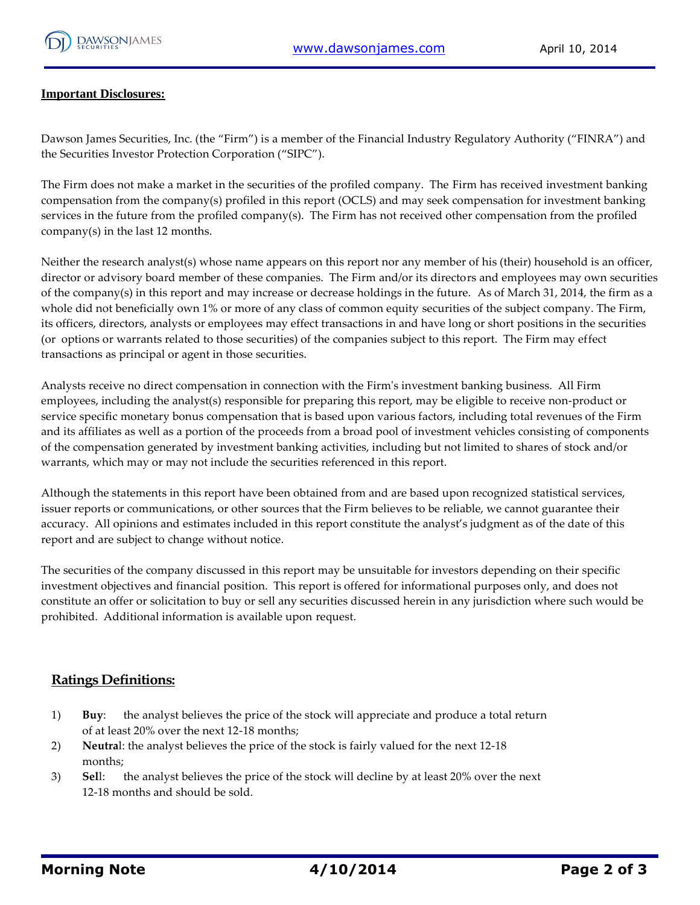## Important Disclosures:

Dawson James Securities, Inc. (the "Firm") is a member of the Financial Industry Regulatory Authority ("FINRA") and the Securities Investor Protection Corporation ("SIPC").

The Firm does not make a market in the securities of the profiled company. The Firm has received investment banking compensation from the company(s) profiled in this report (OCLS) and may seek compensation for investment banking services in the future from the profiled company(s). The Firm has not received other compensation from the profiled company(s) in the last 12 months.

Neither the research analyst(s) whose name appears on this report nor any member of his (their) household is an officer, director or advisory board member of these companies. The Firm and/or its directors and employees may own securities of the company(s) in this report and may increase or decrease holdings in the future. As of March 31, 2014, the firm as a whole did not beneficially own 1% or more of any class of common equity securities of the subject company. The Firm, its officers, directors, analysts or employees may effect transactions in and have long or short positions in the securities (or options or warrants related to those securities) of the companies subject to this report. The Firm may effect transactions as principal or agent in those securities.

Analysts receive no direct compensation in connection with the Firm's investment banking business. All Firm employees, including the analyst(s) responsible for preparing this report, may be eligible to receive non-product or service specific monetary bonus compensation that is based upon various factors, including total revenues of the Firm and its affiliates as well as a portion of the proceeds from a broad pool of investment vehicles consisting of components of the compensation generated by investment banking activities, including but not limited to shares of stock and/or warrants, which may or may not include the securities referenced in this report.

Although the statements in this report have been obtained from and are based upon recognized statistical services, issuer reports or communications, or other sources that the Firm believes to be reliable, we cannot guarantee their accuracy. All opinions and estimates included in this report constitute the analyst's judgment as of the date of this report and are subject to change without notice.

The securities of the company discussed in this report may be unsuitable for investors depending on their specific investment objectives and financial position. This report is offered for informational purposes only, and does not constitute an offer or solicitation to buy or sell any securities discussed herein in any jurisdiction where such would be prohibited. Additional information is available upon request.

## Ratings Definitions:

1) **Buy**: the analyst believes the price of the stock will appreciate and produce a total return of at least 20% over the next 12-18 months;
2) **Neutral**: the analyst believes the price of the stock is fairly valued for the next 12-18 months;
3) **Sell**: the analyst believes the price of the stock will decline by at least 20% over the next 12-18 months and should be sold.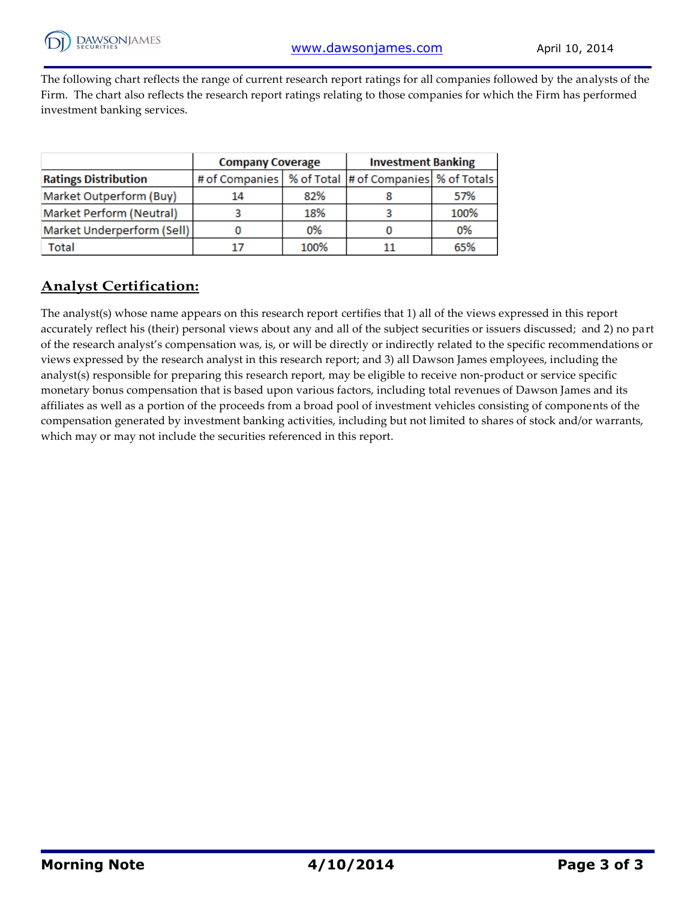The following chart reflects the range of current research report ratings for all companies followed by the analysts of the Firm. The chart also reflects the research report ratings relating to those companies for which the Firm has performed investment banking services.

| | Company Coverage | | Investment Banking | |
|---|---|---|---|---|
| **Ratings Distribution** | # of Companies | % of Total | # of Companies | % of Totals |
| Market Outperform (Buy) | 14 | 82% | 8 | 57% |
| Market Perform (Neutral) | 3 | 18% | 3 | 100% |
| Market Underperform (Sell) | 0 | 0% | 0 | 0% |
| Total | 17 | 100% | 11 | 65% |

## Analyst Certification:

The analyst(s) whose name appears on this research report certifies that 1) all of the views expressed in this report accurately reflect his (their) personal views about any and all of the subject securities or issuers discussed; and 2) no part of the research analyst's compensation was, is, or will be directly or indirectly related to the specific recommendations or views expressed by the research analyst in this research report; and 3) all Dawson James employees, including the analyst(s) responsible for preparing this research report, may be eligible to receive non-product or service specific monetary bonus compensation that is based upon various factors, including total revenues of Dawson James and its affiliates as well as a portion of the proceeds from a broad pool of investment vehicles consisting of components of the compensation generated by investment banking activities, including but not limited to shares of stock and/or warrants, which may or may not include the securities referenced in this report.